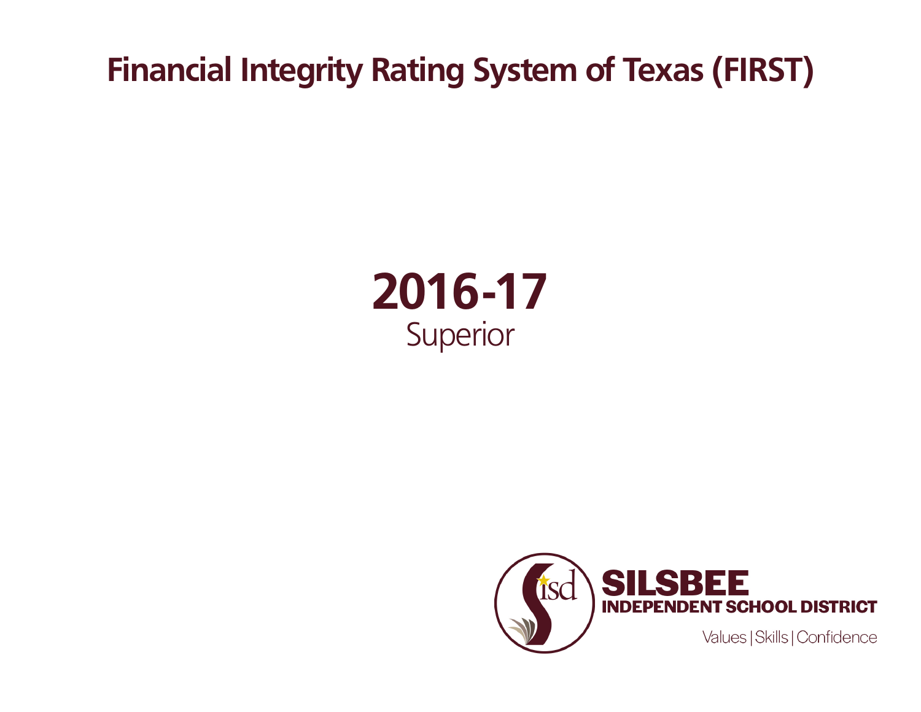# Financial Integrity Rating System of Texas (FIRST)

## 2016-17

Superior

**SILSBEE**
**INDEPENDENT SCHOOL DISTRICT**

Values | Skills | Confidence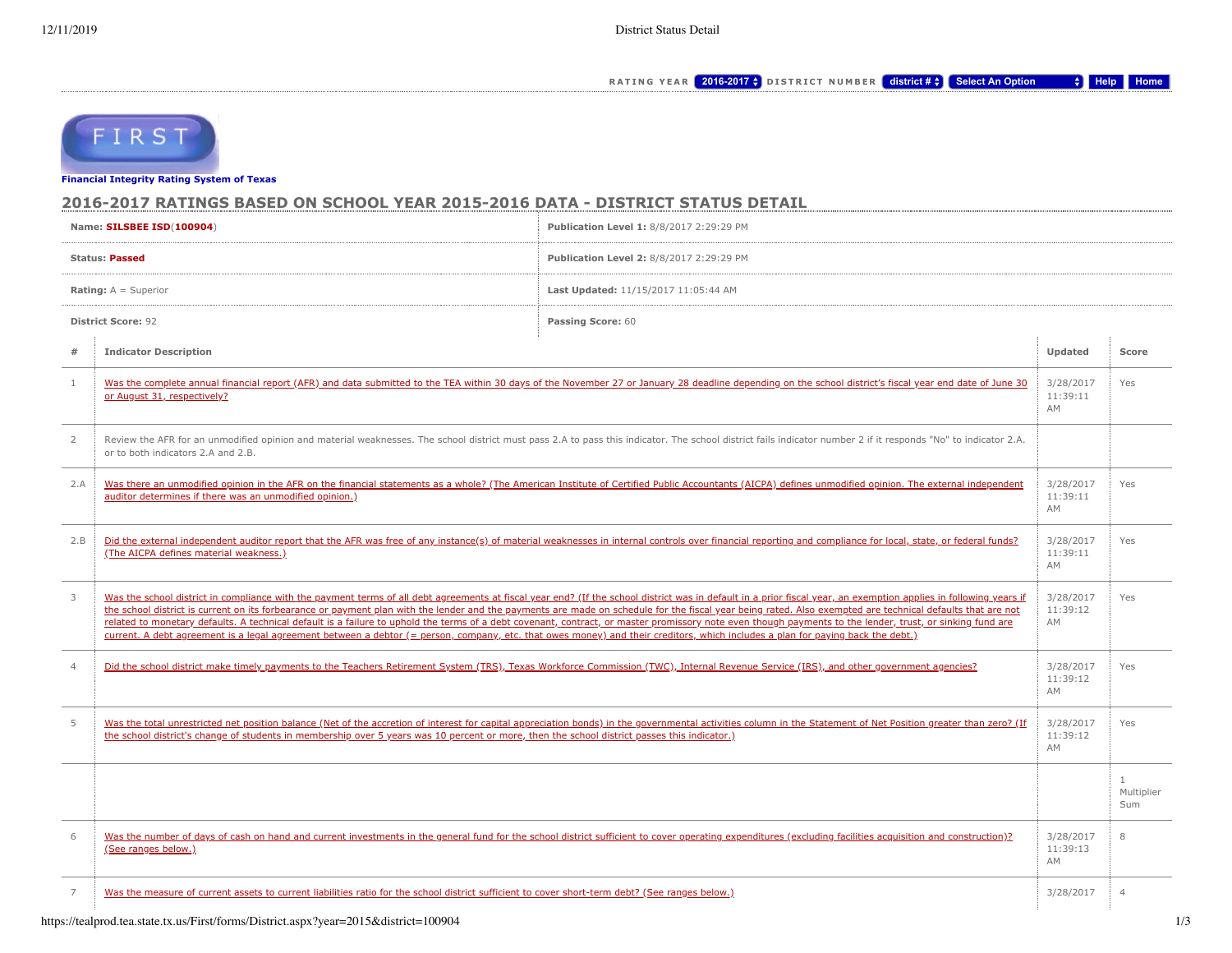RATING YEAR 2016-2017 DISTRICT NUMBER district # Select An Option Help Home

**FIRST**

**Financial Integrity Rating System of Texas**

## 2016-2017 RATINGS BASED ON SCHOOL YEAR 2015-2016 DATA - DISTRICT STATUS DETAIL

| | |
|---|---|
| **Name:** **SILSBEE ISD**(**100904**) | **Publication Level 1:** 8/8/2017 2:29:29 PM |
| **Status:** **Passed** | **Publication Level 2:** 8/8/2017 2:29:29 PM |
| **Rating:** A = Superior | **Last Updated:** 11/15/2017 11:05:44 AM |
| **District Score:** 92 | **Passing Score:** 60 |

| # | Indicator Description | Updated | Score |
|---|---|---|---|
| 1 | Was the complete annual financial report (AFR) and data submitted to the TEA within 30 days of the November 27 or January 28 deadline depending on the school district's fiscal year end date of June 30 or August 31, respectively? | 3/28/2017 11:39:11 AM | Yes |
| 2 | Review the AFR for an unmodified opinion and material weaknesses. The school district must pass 2.A to pass this indicator. The school district fails indicator number 2 if it responds "No" to indicator 2.A. or to both indicators 2.A and 2.B. | | |
| 2.A | Was there an unmodified opinion in the AFR on the financial statements as a whole? (The American Institute of Certified Public Accountants (AICPA) defines unmodified opinion. The external independent auditor determines if there was an unmodified opinion.) | 3/28/2017 11:39:11 AM | Yes |
| 2.B | Did the external independent auditor report that the AFR was free of any instance(s) of material weaknesses in internal controls over financial reporting and compliance for local, state, or federal funds? (The AICPA defines material weakness.) | 3/28/2017 11:39:11 AM | Yes |
| 3 | Was the school district in compliance with the payment terms of all debt agreements at fiscal year end? (If the school district was in default in a prior fiscal year, an exemption applies in following years if the school district is current on its forbearance or payment plan with the lender and the payments are made on schedule for the fiscal year being rated. Also exempted are technical defaults that are not related to monetary defaults. A technical default is a failure to uphold the terms of a debt covenant, contract, or master promissory note even though payments to the lender, trust, or sinking fund are current. A debt agreement is a legal agreement between a debtor (= person, company, etc. that owes money) and their creditors, which includes a plan for paying back the debt.) | 3/28/2017 11:39:12 AM | Yes |
| 4 | Did the school district make timely payments to the Teachers Retirement System (TRS), Texas Workforce Commission (TWC), Internal Revenue Service (IRS), and other government agencies? | 3/28/2017 11:39:12 AM | Yes |
| 5 | Was the total unrestricted net position balance (Net of the accretion of interest for capital appreciation bonds) in the governmental activities column in the Statement of Net Position greater than zero? (If the school district's change of students in membership over 5 years was 10 percent or more, then the school district passes this indicator.) | 3/28/2017 11:39:12 AM | Yes |
| | | | 1 Multiplier Sum |
| 6 | Was the number of days of cash on hand and current investments in the general fund for the school district sufficient to cover operating expenditures (excluding facilities acquisition and construction)? (See ranges below.) | 3/28/2017 11:39:13 AM | 8 |
| 7 | Was the measure of current assets to current liabilities ratio for the school district sufficient to cover short-term debt? (See ranges below.) | 3/28/2017 | 4 |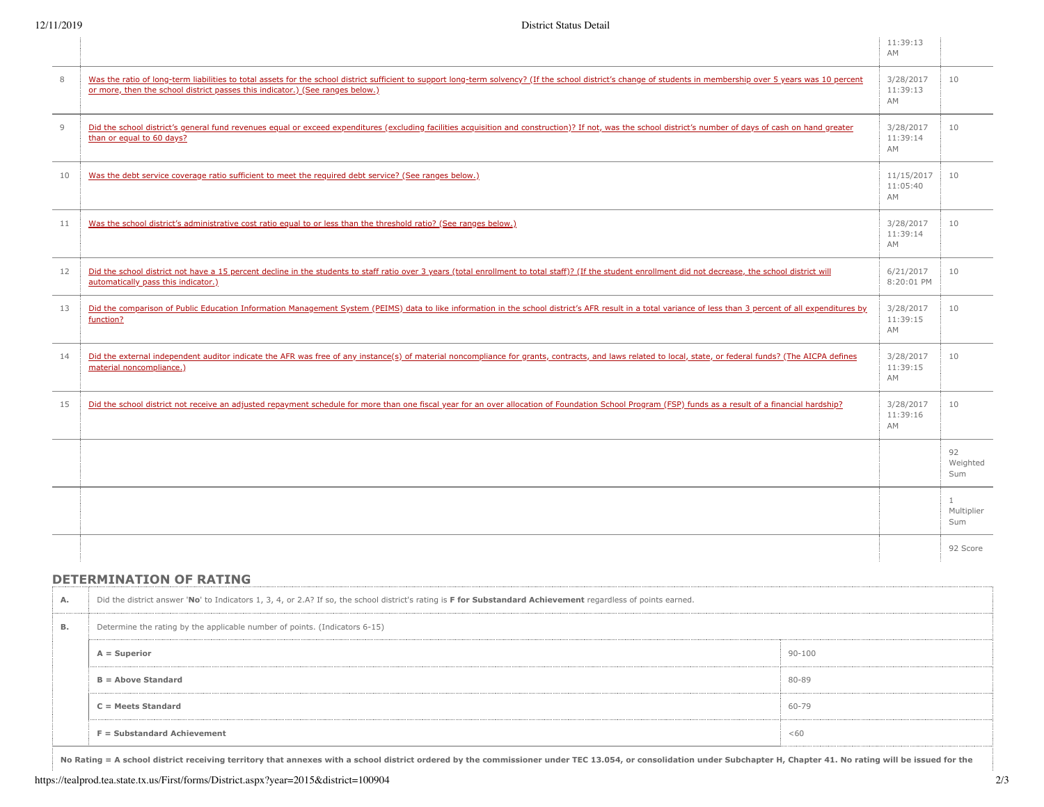| # | Indicator | Date | Points |
|---|---|---|---|
| | | 11:39:13 AM | |
| 8 | Was the ratio of long-term liabilities to total assets for the school district sufficient to support long-term solvency? (If the school district's change of students in membership over 5 years was 10 percent or more, then the school district passes this indicator.) (See ranges below.) | 3/28/2017 11:39:13 AM | 10 |
| 9 | Did the school district's general fund revenues equal or exceed expenditures (excluding facilities acquisition and construction)? If not, was the school district's number of days of cash on hand greater than or equal to 60 days? | 3/28/2017 11:39:14 AM | 10 |
| 10 | Was the debt service coverage ratio sufficient to meet the required debt service? (See ranges below.) | 11/15/2017 11:05:40 AM | 10 |
| 11 | Was the school district's administrative cost ratio equal to or less than the threshold ratio? (See ranges below.) | 3/28/2017 11:39:14 AM | 10 |
| 12 | Did the school district not have a 15 percent decline in the students to staff ratio over 3 years (total enrollment to total staff)? (If the student enrollment did not decrease, the school district will automatically pass this indicator.) | 6/21/2017 8:20:01 PM | 10 |
| 13 | Did the comparison of Public Education Information Management System (PEIMS) data to like information in the school district's AFR result in a total variance of less than 3 percent of all expenditures by function? | 3/28/2017 11:39:15 AM | 10 |
| 14 | Did the external independent auditor indicate the AFR was free of any instance(s) of material noncompliance for grants, contracts, and laws related to local, state, or federal funds? (The AICPA defines material noncompliance.) | 3/28/2017 11:39:15 AM | 10 |
| 15 | Did the school district not receive an adjusted repayment schedule for more than one fiscal year for an over allocation of Foundation School Program (FSP) funds as a result of a financial hardship? | 3/28/2017 11:39:16 AM | 10 |
| | | | 92 Weighted Sum |
| | | | 1 Multiplier Sum |
| | | | 92 Score |

## DETERMINATION OF RATING

| | | |
|---|---|---|
| **A.** | Did the district answer '**No**' to Indicators 1, 3, 4, or 2.A? If so, the school district's rating is **F for Substandard Achievement** regardless of points earned. | |
| **B.** | Determine the rating by the applicable number of points. (Indicators 6-15) | |
| | **A = Superior** | 90-100 |
| | **B = Above Standard** | 80-89 |
| | **C = Meets Standard** | 60-79 |
| | **F = Substandard Achievement** | <60 |

**No Rating = A school district receiving territory that annexes with a school district ordered by the commissioner under TEC 13.054, or consolidation under Subchapter H, Chapter 41. No rating will be issued for the**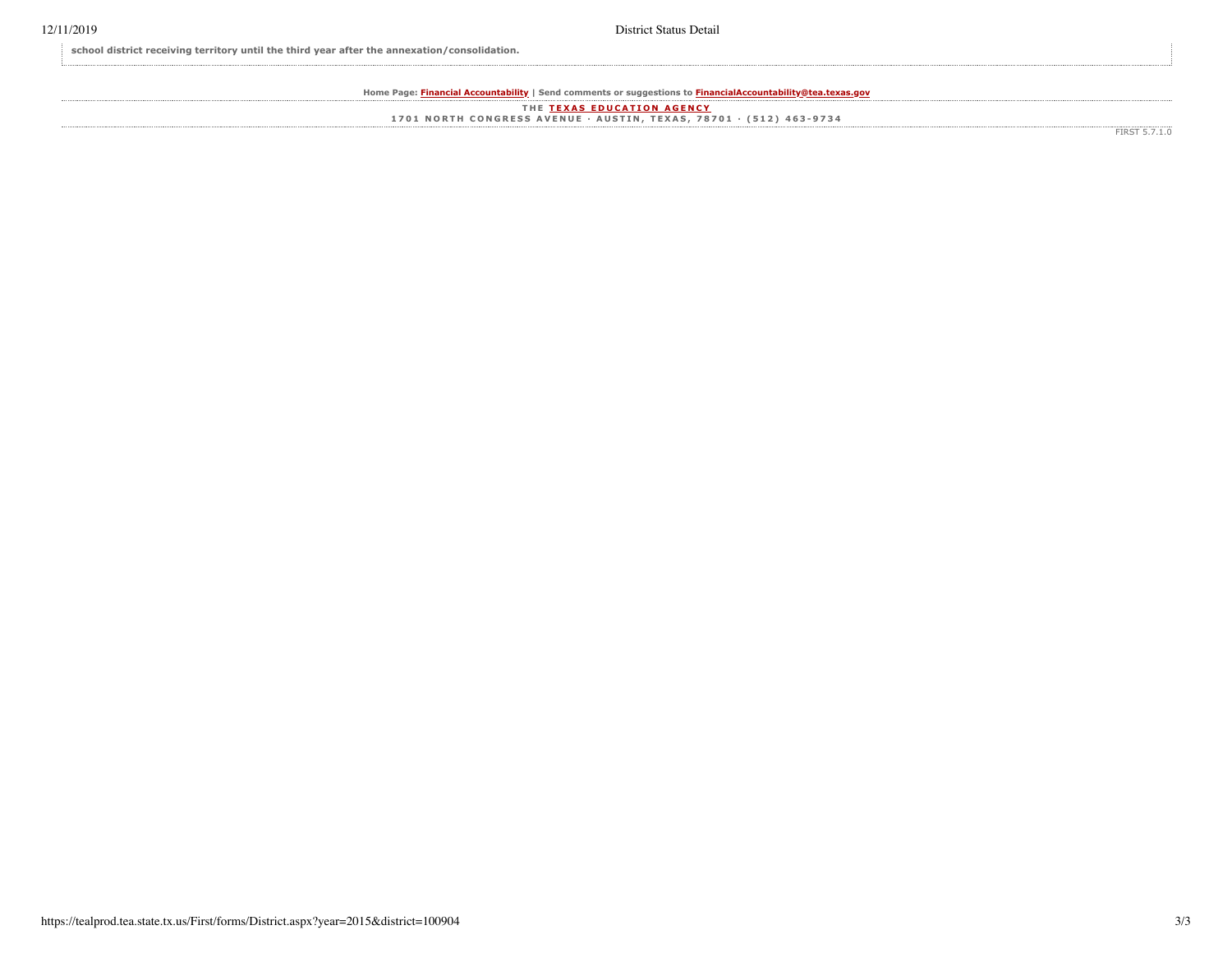**school district receiving territory until the third year after the annexation/consolidation.**

**Home Page: Financial Accountability | Send comments or suggestions to FinancialAccountability@tea.texas.gov**

**THE TEXAS EDUCATION AGENCY**
**1701 NORTH CONGRESS AVENUE · AUSTIN, TEXAS, 78701 · (512) 463-9734**

FIRST 5.7.1.0